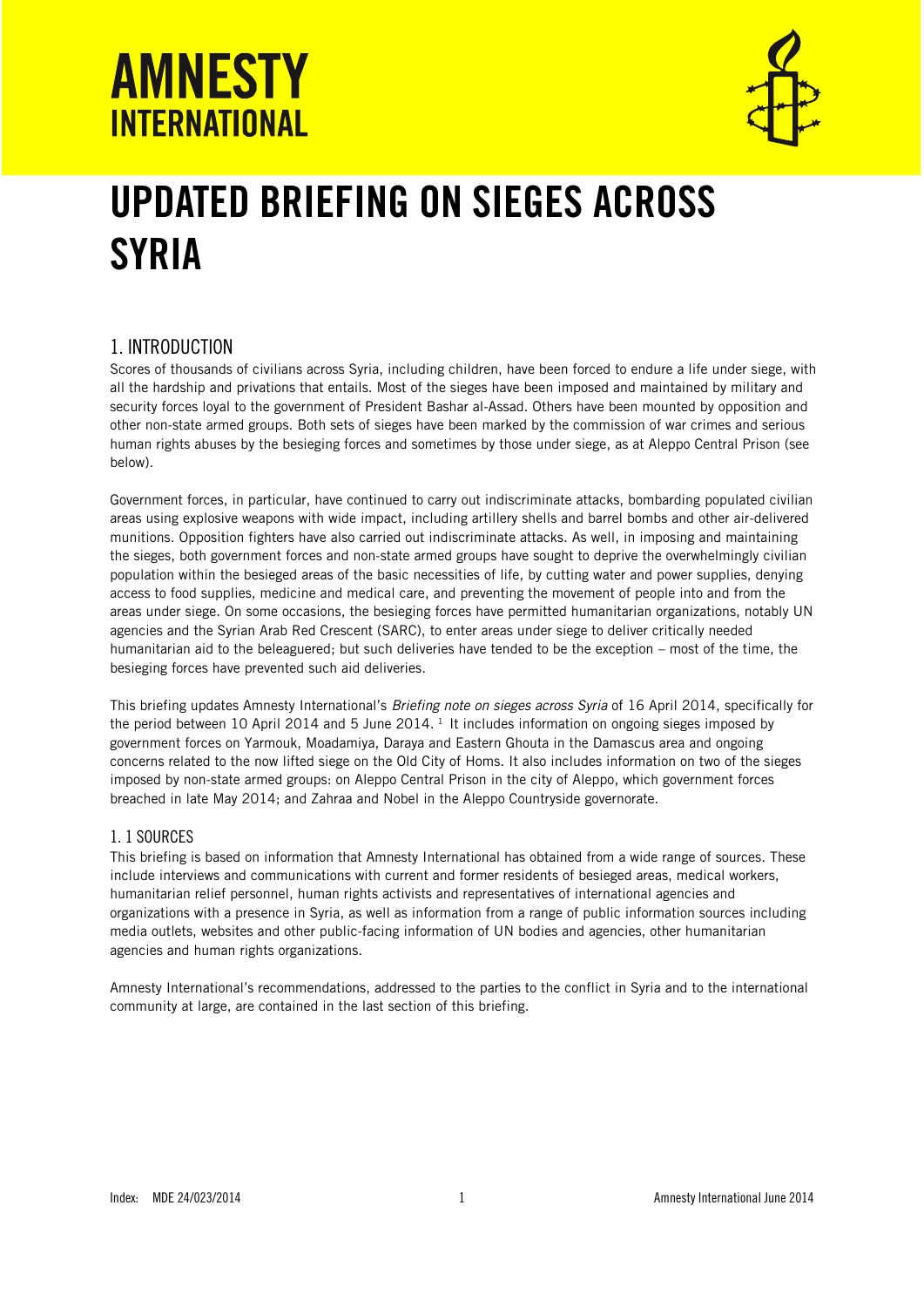# AMNESTY INTERNATIONAL

# UPDATED BRIEFING ON SIEGES ACROSS SYRIA

## 1. INTRODUCTION

Scores of thousands of civilians across Syria, including children, have been forced to endure a life under siege, with all the hardship and privations that entails. Most of the sieges have been imposed and maintained by military and security forces loyal to the government of President Bashar al-Assad. Others have been mounted by opposition and other non-state armed groups. Both sets of sieges have been marked by the commission of war crimes and serious human rights abuses by the besieging forces and sometimes by those under siege, as at Aleppo Central Prison (see below).

Government forces, in particular, have continued to carry out indiscriminate attacks, bombarding populated civilian areas using explosive weapons with wide impact, including artillery shells and barrel bombs and other air-delivered munitions. Opposition fighters have also carried out indiscriminate attacks. As well, in imposing and maintaining the sieges, both government forces and non-state armed groups have sought to deprive the overwhelmingly civilian population within the besieged areas of the basic necessities of life, by cutting water and power supplies, denying access to food supplies, medicine and medical care, and preventing the movement of people into and from the areas under siege. On some occasions, the besieging forces have permitted humanitarian organizations, notably UN agencies and the Syrian Arab Red Crescent (SARC), to enter areas under siege to deliver critically needed humanitarian aid to the beleaguered; but such deliveries have tended to be the exception – most of the time, the besieging forces have prevented such aid deliveries.

This briefing updates Amnesty International's *Briefing note on sieges across Syria* of 16 April 2014, specifically for the period between 10 April 2014 and 5 June 2014. [1] It includes information on ongoing sieges imposed by government forces on Yarmouk, Moadamiya, Daraya and Eastern Ghouta in the Damascus area and ongoing concerns related to the now lifted siege on the Old City of Homs. It also includes information on two of the sieges imposed by non-state armed groups: on Aleppo Central Prison in the city of Aleppo, which government forces breached in late May 2014; and Zahraa and Nobel in the Aleppo Countryside governorate.

### 1. 1 SOURCES

This briefing is based on information that Amnesty International has obtained from a wide range of sources. These include interviews and communications with current and former residents of besieged areas, medical workers, humanitarian relief personnel, human rights activists and representatives of international agencies and organizations with a presence in Syria, as well as information from a range of public information sources including media outlets, websites and other public-facing information of UN bodies and agencies, other humanitarian agencies and human rights organizations.

Amnesty International's recommendations, addressed to the parties to the conflict in Syria and to the international community at large, are contained in the last section of this briefing.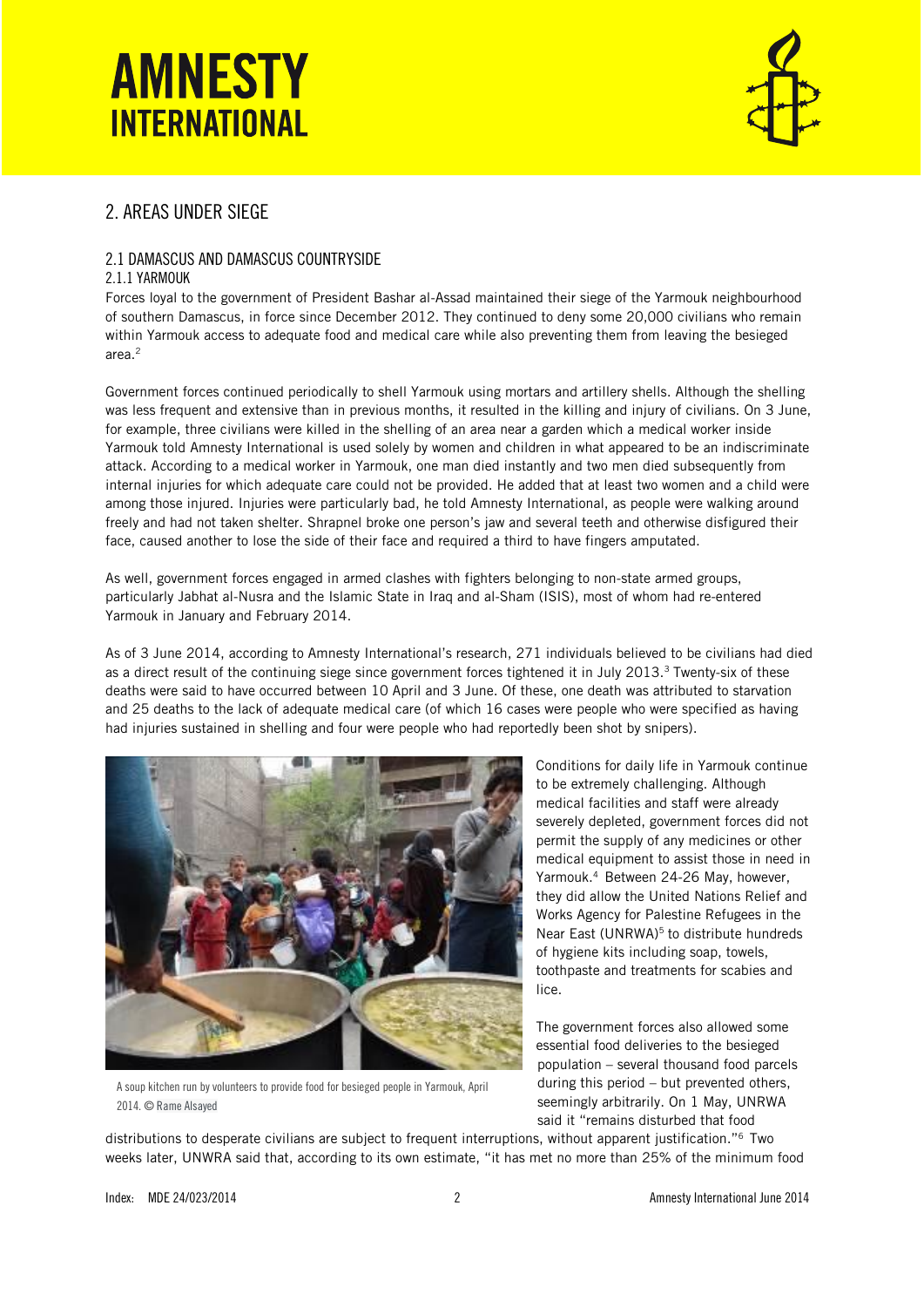## 2. AREAS UNDER SIEGE

### 2.1 DAMASCUS AND DAMASCUS COUNTRYSIDE

#### 2.1.1 YARMOUK

Forces loyal to the government of President Bashar al-Assad maintained their siege of the Yarmouk neighbourhood of southern Damascus, in force since December 2012. They continued to deny some 20,000 civilians who remain within Yarmouk access to adequate food and medical care while also preventing them from leaving the besieged area.[2]

Government forces continued periodically to shell Yarmouk using mortars and artillery shells. Although the shelling was less frequent and extensive than in previous months, it resulted in the killing and injury of civilians. On 3 June, for example, three civilians were killed in the shelling of an area near a garden which a medical worker inside Yarmouk told Amnesty International is used solely by women and children in what appeared to be an indiscriminate attack. According to a medical worker in Yarmouk, one man died instantly and two men died subsequently from internal injuries for which adequate care could not be provided. He added that at least two women and a child were among those injured. Injuries were particularly bad, he told Amnesty International, as people were walking around freely and had not taken shelter. Shrapnel broke one person's jaw and several teeth and otherwise disfigured their face, caused another to lose the side of their face and required a third to have fingers amputated.

As well, government forces engaged in armed clashes with fighters belonging to non-state armed groups, particularly Jabhat al-Nusra and the Islamic State in Iraq and al-Sham (ISIS), most of whom had re-entered Yarmouk in January and February 2014.

As of 3 June 2014, according to Amnesty International's research, 271 individuals believed to be civilians had died as a direct result of the continuing siege since government forces tightened it in July 2013.[3] Twenty-six of these deaths were said to have occurred between 10 April and 3 June. Of these, one death was attributed to starvation and 25 deaths to the lack of adequate medical care (of which 16 cases were people who were specified as having had injuries sustained in shelling and four were people who had reportedly been shot by snipers).

A soup kitchen run by volunteers to provide food for besieged people in Yarmouk, April 2014. © Rame Alsayed

Conditions for daily life in Yarmouk continue to be extremely challenging. Although medical facilities and staff were already severely depleted, government forces did not permit the supply of any medicines or other medical equipment to assist those in need in Yarmouk.[4] Between 24-26 May, however, they did allow the United Nations Relief and Works Agency for Palestine Refugees in the Near East (UNRWA)[5] to distribute hundreds of hygiene kits including soap, towels, toothpaste and treatments for scabies and lice.

The government forces also allowed some essential food deliveries to the besieged population – several thousand food parcels during this period – but prevented others, seemingly arbitrarily. On 1 May, UNRWA said it "remains disturbed that food distributions to desperate civilians are subject to frequent interruptions, without apparent justification."[6] Two weeks later, UNWRA said that, according to its own estimate, "it has met no more than 25% of the minimum food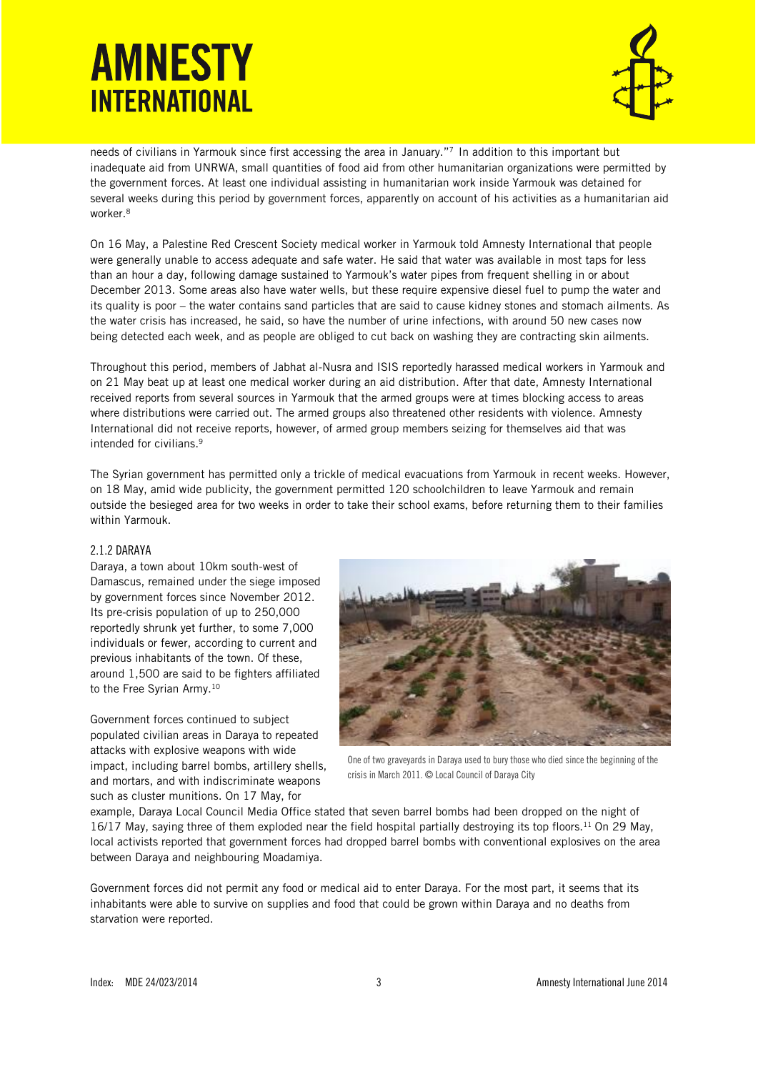needs of civilians in Yarmouk since first accessing the area in January."[7] In addition to this important but inadequate aid from UNRWA, small quantities of food aid from other humanitarian organizations were permitted by the government forces. At least one individual assisting in humanitarian work inside Yarmouk was detained for several weeks during this period by government forces, apparently on account of his activities as a humanitarian aid worker.[8]

On 16 May, a Palestine Red Crescent Society medical worker in Yarmouk told Amnesty International that people were generally unable to access adequate and safe water. He said that water was available in most taps for less than an hour a day, following damage sustained to Yarmouk's water pipes from frequent shelling in or about December 2013. Some areas also have water wells, but these require expensive diesel fuel to pump the water and its quality is poor – the water contains sand particles that are said to cause kidney stones and stomach ailments. As the water crisis has increased, he said, so have the number of urine infections, with around 50 new cases now being detected each week, and as people are obliged to cut back on washing they are contracting skin ailments.

Throughout this period, members of Jabhat al-Nusra and ISIS reportedly harassed medical workers in Yarmouk and on 21 May beat up at least one medical worker during an aid distribution. After that date, Amnesty International received reports from several sources in Yarmouk that the armed groups were at times blocking access to areas where distributions were carried out. The armed groups also threatened other residents with violence. Amnesty International did not receive reports, however, of armed group members seizing for themselves aid that was intended for civilians.[9]

The Syrian government has permitted only a trickle of medical evacuations from Yarmouk in recent weeks. However, on 18 May, amid wide publicity, the government permitted 120 schoolchildren to leave Yarmouk and remain outside the besieged area for two weeks in order to take their school exams, before returning them to their families within Yarmouk.

### 2.1.2 DARAYA

Daraya, a town about 10km south-west of Damascus, remained under the siege imposed by government forces since November 2012. Its pre-crisis population of up to 250,000 reportedly shrunk yet further, to some 7,000 individuals or fewer, according to current and previous inhabitants of the town. Of these, around 1,500 are said to be fighters affiliated to the Free Syrian Army.[10]

Government forces continued to subject populated civilian areas in Daraya to repeated attacks with explosive weapons with wide impact, including barrel bombs, artillery shells, and mortars, and with indiscriminate weapons such as cluster munitions. On 17 May, for example, Daraya Local Council Media Office stated that seven barrel bombs had been dropped on the night of 16/17 May, saying three of them exploded near the field hospital partially destroying its top floors.[11] On 29 May, local activists reported that government forces had dropped barrel bombs with conventional explosives on the area between Daraya and neighbouring Moadamiya.

One of two graveyards in Daraya used to bury those who died since the beginning of the crisis in March 2011. © Local Council of Daraya City

Government forces did not permit any food or medical aid to enter Daraya. For the most part, it seems that its inhabitants were able to survive on supplies and food that could be grown within Daraya and no deaths from starvation were reported.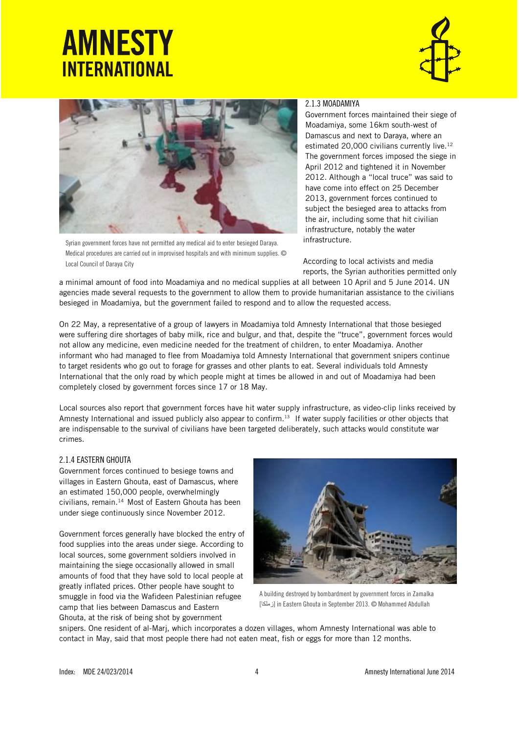Syrian government forces have not permitted any medical aid to enter besieged Daraya. Medical procedures are carried out in improvised hospitals and with minimum supplies. © Local Council of Daraya City

### 2.1.3 MOADAMIYA

Government forces maintained their siege of Moadamiya, some 16km south-west of Damascus and next to Daraya, where an estimated 20,000 civilians currently live.[12] The government forces imposed the siege in April 2012 and tightened it in November 2012. Although a "local truce" was said to have come into effect on 25 December 2013, government forces continued to subject the besieged area to attacks from the air, including some that hit civilian infrastructure, notably the water infrastructure.

According to local activists and media reports, the Syrian authorities permitted only a minimal amount of food into Moadamiya and no medical supplies at all between 10 April and 5 June 2014. UN agencies made several requests to the government to allow them to provide humanitarian assistance to the civilians besieged in Moadamiya, but the government failed to respond and to allow the requested access.

On 22 May, a representative of a group of lawyers in Moadamiya told Amnesty International that those besieged were suffering dire shortages of baby milk, rice and bulgur, and that, despite the "truce", government forces would not allow any medicine, even medicine needed for the treatment of children, to enter Moadamiya. Another informant who had managed to flee from Moadamiya told Amnesty International that government snipers continue to target residents who go out to forage for grasses and other plants to eat. Several individuals told Amnesty International that the only road by which people might at times be allowed in and out of Moadamiya had been completely closed by government forces since 17 or 18 May.

Local sources also report that government forces have hit water supply infrastructure, as video-clip links received by Amnesty International and issued publicly also appear to confirm.[13] If water supply facilities or other objects that are indispensable to the survival of civilians have been targeted deliberately, such attacks would constitute war crimes.

### 2.1.4 EASTERN GHOUTA

Government forces continued to besiege towns and villages in Eastern Ghouta, east of Damascus, where an estimated 150,000 people, overwhelmingly civilians, remain.[14] Most of Eastern Ghouta has been under siege continuously since November 2012.

Government forces generally have blocked the entry of food supplies into the areas under siege. According to local sources, some government soldiers involved in maintaining the siege occasionally allowed in small amounts of food that they have sold to local people at greatly inflated prices. Other people have sought to smuggle in food via the Wafideen Palestinian refugee camp that lies between Damascus and Eastern Ghouta, at the risk of being shot by government snipers. One resident of al-Marj, which incorporates a dozen villages, whom Amnesty International was able to contact in May, said that most people there had not eaten meat, fish or eggs for more than 12 months.

A building destroyed by bombardment by government forces in Zamalka [زملكا] in Eastern Ghouta in September 2013. © Mohammed Abdullah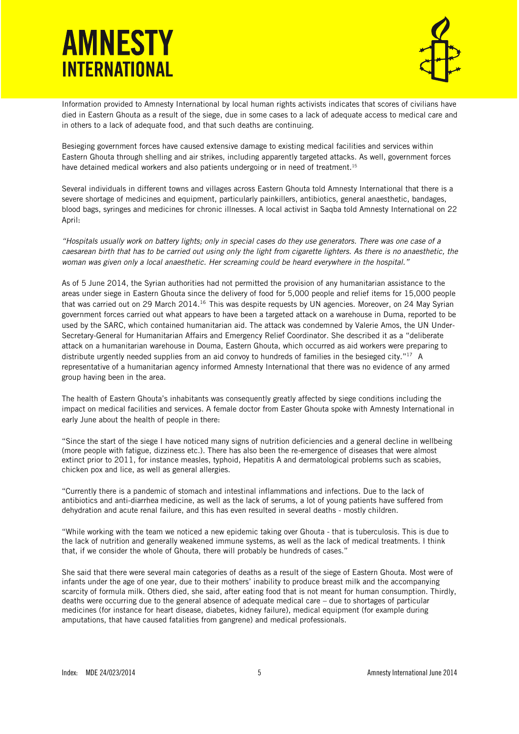Information provided to Amnesty International by local human rights activists indicates that scores of civilians have died in Eastern Ghouta as a result of the siege, due in some cases to a lack of adequate access to medical care and in others to a lack of adequate food, and that such deaths are continuing.

Besieging government forces have caused extensive damage to existing medical facilities and services within Eastern Ghouta through shelling and air strikes, including apparently targeted attacks. As well, government forces have detained medical workers and also patients undergoing or in need of treatment.[15]

Several individuals in different towns and villages across Eastern Ghouta told Amnesty International that there is a severe shortage of medicines and equipment, particularly painkillers, antibiotics, general anaesthetic, bandages, blood bags, syringes and medicines for chronic illnesses. A local activist in Saqba told Amnesty International on 22 April:

*"Hospitals usually work on battery lights; only in special cases do they use generators. There was one case of a caesarean birth that has to be carried out using only the light from cigarette lighters. As there is no anaesthetic, the woman was given only a local anaesthetic. Her screaming could be heard everywhere in the hospital."*

As of 5 June 2014, the Syrian authorities had not permitted the provision of any humanitarian assistance to the areas under siege in Eastern Ghouta since the delivery of food for 5,000 people and relief items for 15,000 people that was carried out on 29 March 2014.[16] This was despite requests by UN agencies. Moreover, on 24 May Syrian government forces carried out what appears to have been a targeted attack on a warehouse in Duma, reported to be used by the SARC, which contained humanitarian aid. The attack was condemned by Valerie Amos, the UN Under-Secretary-General for Humanitarian Affairs and Emergency Relief Coordinator. She described it as a "deliberate attack on a humanitarian warehouse in Douma, Eastern Ghouta, which occurred as aid workers were preparing to distribute urgently needed supplies from an aid convoy to hundreds of families in the besieged city."[17] A representative of a humanitarian agency informed Amnesty International that there was no evidence of any armed group having been in the area.

The health of Eastern Ghouta's inhabitants was consequently greatly affected by siege conditions including the impact on medical facilities and services. A female doctor from Easter Ghouta spoke with Amnesty International in early June about the health of people in there:

"Since the start of the siege I have noticed many signs of nutrition deficiencies and a general decline in wellbeing (more people with fatigue, dizziness etc.). There has also been the re-emergence of diseases that were almost extinct prior to 2011, for instance measles, typhoid, Hepatitis A and dermatological problems such as scabies, chicken pox and lice, as well as general allergies.

"Currently there is a pandemic of stomach and intestinal inflammations and infections. Due to the lack of antibiotics and anti-diarrhea medicine, as well as the lack of serums, a lot of young patients have suffered from dehydration and acute renal failure, and this has even resulted in several deaths - mostly children.

"While working with the team we noticed a new epidemic taking over Ghouta - that is tuberculosis. This is due to the lack of nutrition and generally weakened immune systems, as well as the lack of medical treatments. I think that, if we consider the whole of Ghouta, there will probably be hundreds of cases."

She said that there were several main categories of deaths as a result of the siege of Eastern Ghouta. Most were of infants under the age of one year, due to their mothers' inability to produce breast milk and the accompanying scarcity of formula milk. Others died, she said, after eating food that is not meant for human consumption. Thirdly, deaths were occurring due to the general absence of adequate medical care – due to shortages of particular medicines (for instance for heart disease, diabetes, kidney failure), medical equipment (for example during amputations, that have caused fatalities from gangrene) and medical professionals.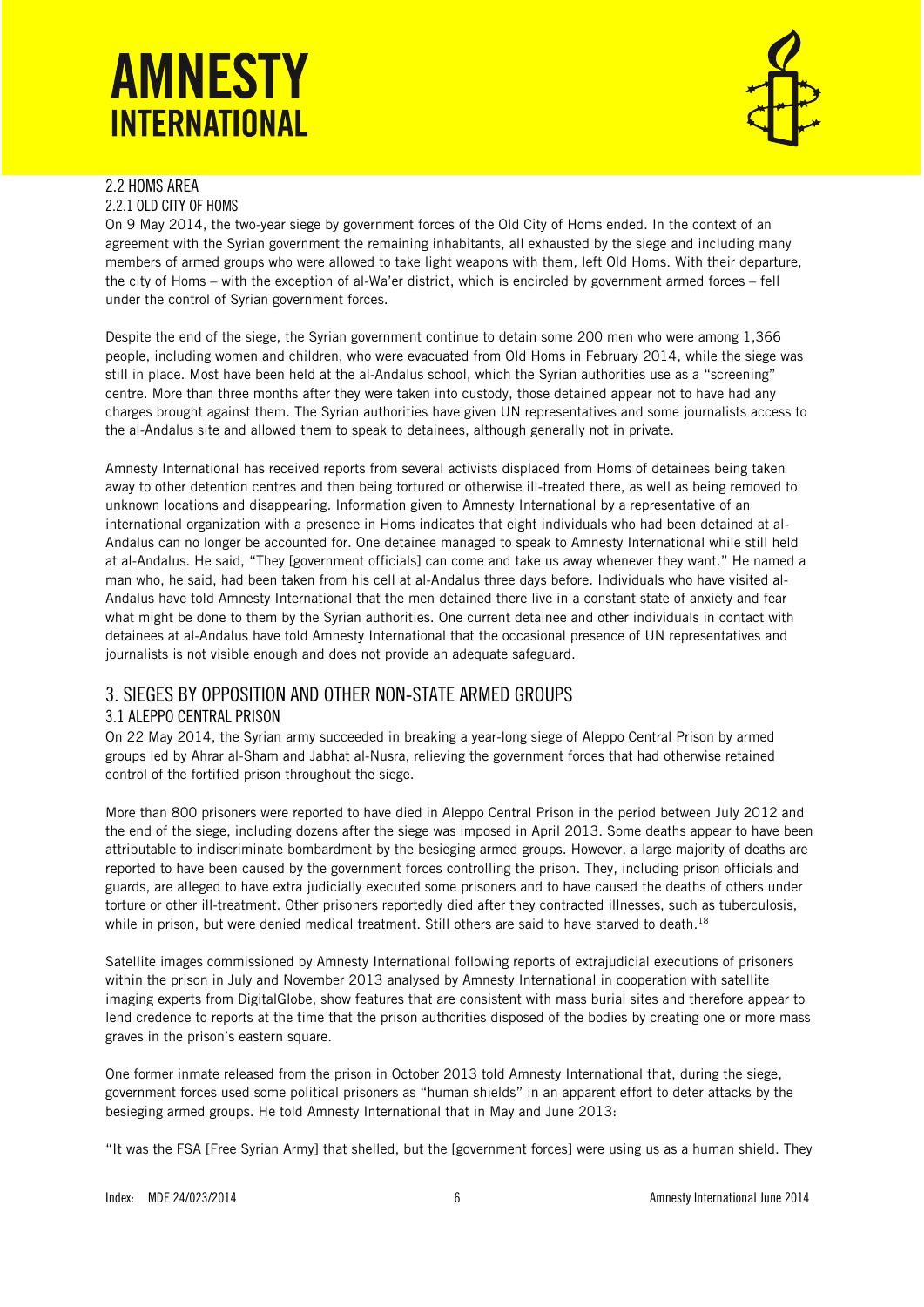### 2.2 HOMS AREA

#### 2.2.1 OLD CITY OF HOMS

On 9 May 2014, the two-year siege by government forces of the Old City of Homs ended. In the context of an agreement with the Syrian government the remaining inhabitants, all exhausted by the siege and including many members of armed groups who were allowed to take light weapons with them, left Old Homs. With their departure, the city of Homs – with the exception of al-Wa'er district, which is encircled by government armed forces – fell under the control of Syrian government forces.

Despite the end of the siege, the Syrian government continue to detain some 200 men who were among 1,366 people, including women and children, who were evacuated from Old Homs in February 2014, while the siege was still in place. Most have been held at the al-Andalus school, which the Syrian authorities use as a "screening" centre. More than three months after they were taken into custody, those detained appear not to have had any charges brought against them. The Syrian authorities have given UN representatives and some journalists access to the al-Andalus site and allowed them to speak to detainees, although generally not in private.

Amnesty International has received reports from several activists displaced from Homs of detainees being taken away to other detention centres and then being tortured or otherwise ill-treated there, as well as being removed to unknown locations and disappearing. Information given to Amnesty International by a representative of an international organization with a presence in Homs indicates that eight individuals who had been detained at al-Andalus can no longer be accounted for. One detainee managed to speak to Amnesty International while still held at al-Andalus. He said, "They [government officials] can come and take us away whenever they want." He named a man who, he said, had been taken from his cell at al-Andalus three days before. Individuals who have visited al-Andalus have told Amnesty International that the men detained there live in a constant state of anxiety and fear what might be done to them by the Syrian authorities. One current detainee and other individuals in contact with detainees at al-Andalus have told Amnesty International that the occasional presence of UN representatives and journalists is not visible enough and does not provide an adequate safeguard.

## 3. SIEGES BY OPPOSITION AND OTHER NON-STATE ARMED GROUPS

### 3.1 ALEPPO CENTRAL PRISON

On 22 May 2014, the Syrian army succeeded in breaking a year-long siege of Aleppo Central Prison by armed groups led by Ahrar al-Sham and Jabhat al-Nusra, relieving the government forces that had otherwise retained control of the fortified prison throughout the siege.

More than 800 prisoners were reported to have died in Aleppo Central Prison in the period between July 2012 and the end of the siege, including dozens after the siege was imposed in April 2013. Some deaths appear to have been attributable to indiscriminate bombardment by the besieging armed groups. However, a large majority of deaths are reported to have been caused by the government forces controlling the prison. They, including prison officials and guards, are alleged to have extra judicially executed some prisoners and to have caused the deaths of others under torture or other ill-treatment. Other prisoners reportedly died after they contracted illnesses, such as tuberculosis, while in prison, but were denied medical treatment. Still others are said to have starved to death.[18]

Satellite images commissioned by Amnesty International following reports of extrajudicial executions of prisoners within the prison in July and November 2013 analysed by Amnesty International in cooperation with satellite imaging experts from DigitalGlobe, show features that are consistent with mass burial sites and therefore appear to lend credence to reports at the time that the prison authorities disposed of the bodies by creating one or more mass graves in the prison's eastern square.

One former inmate released from the prison in October 2013 told Amnesty International that, during the siege, government forces used some political prisoners as "human shields" in an apparent effort to deter attacks by the besieging armed groups. He told Amnesty International that in May and June 2013:

"It was the FSA [Free Syrian Army] that shelled, but the [government forces] were using us as a human shield. They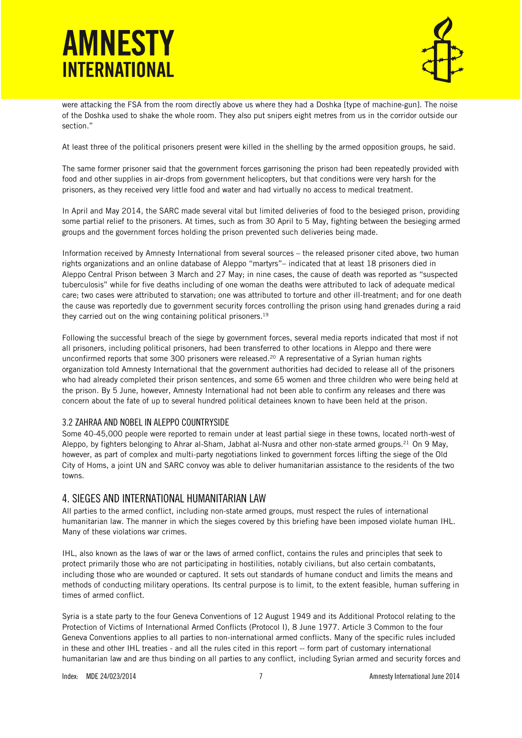were attacking the FSA from the room directly above us where they had a Doshka [type of machine-gun]. The noise of the Doshka used to shake the whole room. They also put snipers eight metres from us in the corridor outside our section."

At least three of the political prisoners present were killed in the shelling by the armed opposition groups, he said.

The same former prisoner said that the government forces garrisoning the prison had been repeatedly provided with food and other supplies in air-drops from government helicopters, but that conditions were very harsh for the prisoners, as they received very little food and water and had virtually no access to medical treatment.

In April and May 2014, the SARC made several vital but limited deliveries of food to the besieged prison, providing some partial relief to the prisoners. At times, such as from 30 April to 5 May, fighting between the besieging armed groups and the government forces holding the prison prevented such deliveries being made.

Information received by Amnesty International from several sources – the released prisoner cited above, two human rights organizations and an online database of Aleppo "martyrs"– indicated that at least 18 prisoners died in Aleppo Central Prison between 3 March and 27 May; in nine cases, the cause of death was reported as "suspected tuberculosis" while for five deaths including of one woman the deaths were attributed to lack of adequate medical care; two cases were attributed to starvation; one was attributed to torture and other ill-treatment; and for one death the cause was reportedly due to government security forces controlling the prison using hand grenades during a raid they carried out on the wing containing political prisoners.[19]

Following the successful breach of the siege by government forces, several media reports indicated that most if not all prisoners, including political prisoners, had been transferred to other locations in Aleppo and there were unconfirmed reports that some 300 prisoners were released.[20] A representative of a Syrian human rights organization told Amnesty International that the government authorities had decided to release all of the prisoners who had already completed their prison sentences, and some 65 women and three children who were being held at the prison. By 5 June, however, Amnesty International had not been able to confirm any releases and there was concern about the fate of up to several hundred political detainees known to have been held at the prison.

### 3.2 ZAHRAA AND NOBEL IN ALEPPO COUNTRYSIDE

Some 40-45,000 people were reported to remain under at least partial siege in these towns, located north-west of Aleppo, by fighters belonging to Ahrar al-Sham, Jabhat al-Nusra and other non-state armed groups.[21] On 9 May, however, as part of complex and multi-party negotiations linked to government forces lifting the siege of the Old City of Homs, a joint UN and SARC convoy was able to deliver humanitarian assistance to the residents of the two towns.

## 4. SIEGES AND INTERNATIONAL HUMANITARIAN LAW

All parties to the armed conflict, including non-state armed groups, must respect the rules of international humanitarian law. The manner in which the sieges covered by this briefing have been imposed violate human IHL. Many of these violations war crimes.

IHL, also known as the laws of war or the laws of armed conflict, contains the rules and principles that seek to protect primarily those who are not participating in hostilities, notably civilians, but also certain combatants, including those who are wounded or captured. It sets out standards of humane conduct and limits the means and methods of conducting military operations. Its central purpose is to limit, to the extent feasible, human suffering in times of armed conflict.

Syria is a state party to the four Geneva Conventions of 12 August 1949 and its Additional Protocol relating to the Protection of Victims of International Armed Conflicts (Protocol I), 8 June 1977. Article 3 Common to the four Geneva Conventions applies to all parties to non-international armed conflicts. Many of the specific rules included in these and other IHL treaties - and all the rules cited in this report -- form part of customary international humanitarian law and are thus binding on all parties to any conflict, including Syrian armed and security forces and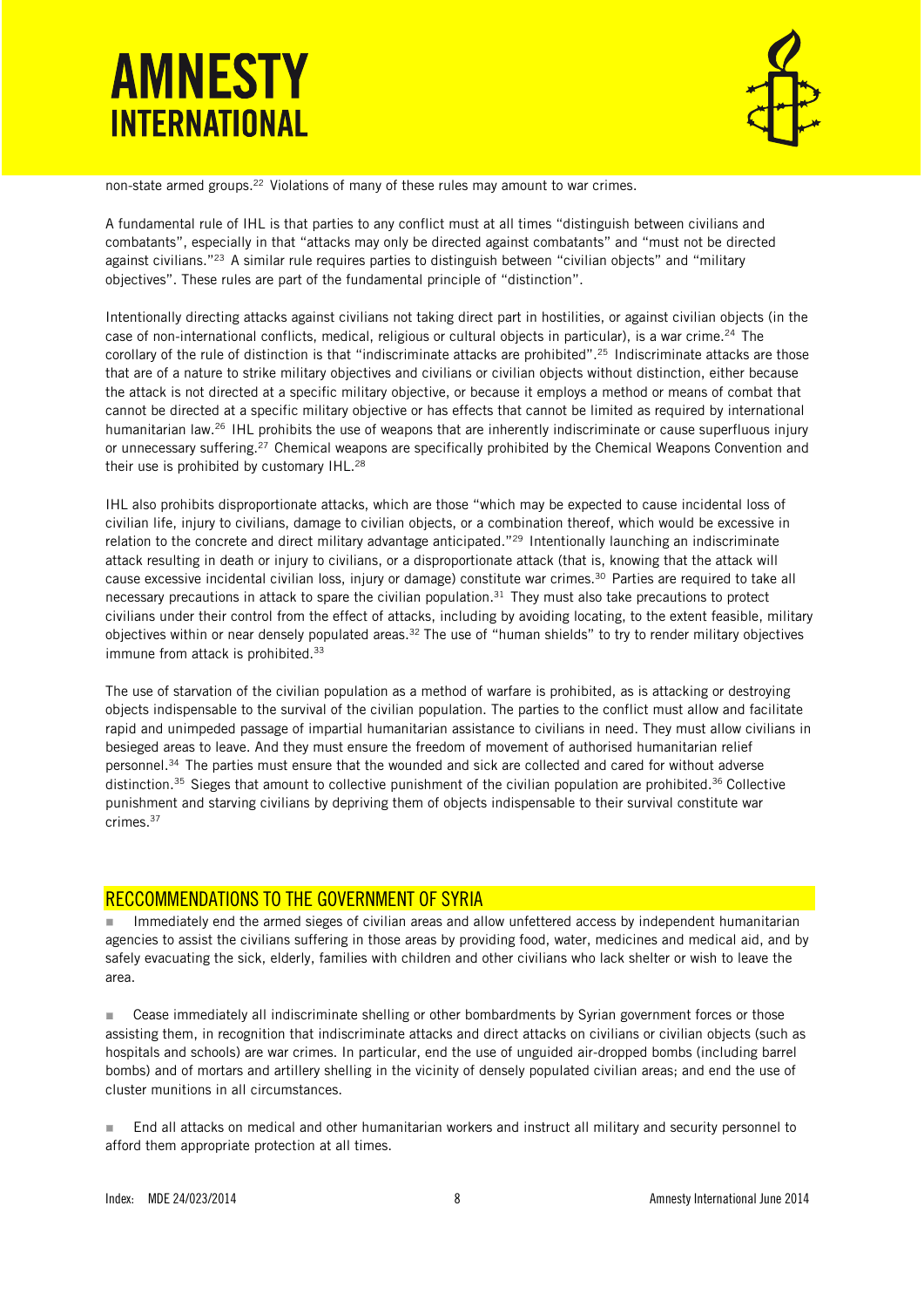non-state armed groups.[22] Violations of many of these rules may amount to war crimes.

A fundamental rule of IHL is that parties to any conflict must at all times "distinguish between civilians and combatants", especially in that "attacks may only be directed against combatants" and "must not be directed against civilians."[23] A similar rule requires parties to distinguish between "civilian objects" and "military objectives". These rules are part of the fundamental principle of "distinction".

Intentionally directing attacks against civilians not taking direct part in hostilities, or against civilian objects (in the case of non-international conflicts, medical, religious or cultural objects in particular), is a war crime.[24] The corollary of the rule of distinction is that "indiscriminate attacks are prohibited".[25] Indiscriminate attacks are those that are of a nature to strike military objectives and civilians or civilian objects without distinction, either because the attack is not directed at a specific military objective, or because it employs a method or means of combat that cannot be directed at a specific military objective or has effects that cannot be limited as required by international humanitarian law.[26] IHL prohibits the use of weapons that are inherently indiscriminate or cause superfluous injury or unnecessary suffering.[27] Chemical weapons are specifically prohibited by the Chemical Weapons Convention and their use is prohibited by customary IHL.[28]

IHL also prohibits disproportionate attacks, which are those "which may be expected to cause incidental loss of civilian life, injury to civilians, damage to civilian objects, or a combination thereof, which would be excessive in relation to the concrete and direct military advantage anticipated."[29] Intentionally launching an indiscriminate attack resulting in death or injury to civilians, or a disproportionate attack (that is, knowing that the attack will cause excessive incidental civilian loss, injury or damage) constitute war crimes.[30] Parties are required to take all necessary precautions in attack to spare the civilian population.[31] They must also take precautions to protect civilians under their control from the effect of attacks, including by avoiding locating, to the extent feasible, military objectives within or near densely populated areas.[32] The use of "human shields" to try to render military objectives immune from attack is prohibited.[33]

The use of starvation of the civilian population as a method of warfare is prohibited, as is attacking or destroying objects indispensable to the survival of the civilian population. The parties to the conflict must allow and facilitate rapid and unimpeded passage of impartial humanitarian assistance to civilians in need. They must allow civilians in besieged areas to leave. And they must ensure the freedom of movement of authorised humanitarian relief personnel.[34] The parties must ensure that the wounded and sick are collected and cared for without adverse distinction.[35] Sieges that amount to collective punishment of the civilian population are prohibited.[36] Collective punishment and starving civilians by depriving them of objects indispensable to their survival constitute war crimes.[37]

## RECCOMMENDATIONS TO THE GOVERNMENT OF SYRIA

- Immediately end the armed sieges of civilian areas and allow unfettered access by independent humanitarian agencies to assist the civilians suffering in those areas by providing food, water, medicines and medical aid, and by safely evacuating the sick, elderly, families with children and other civilians who lack shelter or wish to leave the area.

- Cease immediately all indiscriminate shelling or other bombardments by Syrian government forces or those assisting them, in recognition that indiscriminate attacks and direct attacks on civilians or civilian objects (such as hospitals and schools) are war crimes. In particular, end the use of unguided air-dropped bombs (including barrel bombs) and of mortars and artillery shelling in the vicinity of densely populated civilian areas; and end the use of cluster munitions in all circumstances.

- End all attacks on medical and other humanitarian workers and instruct all military and security personnel to afford them appropriate protection at all times.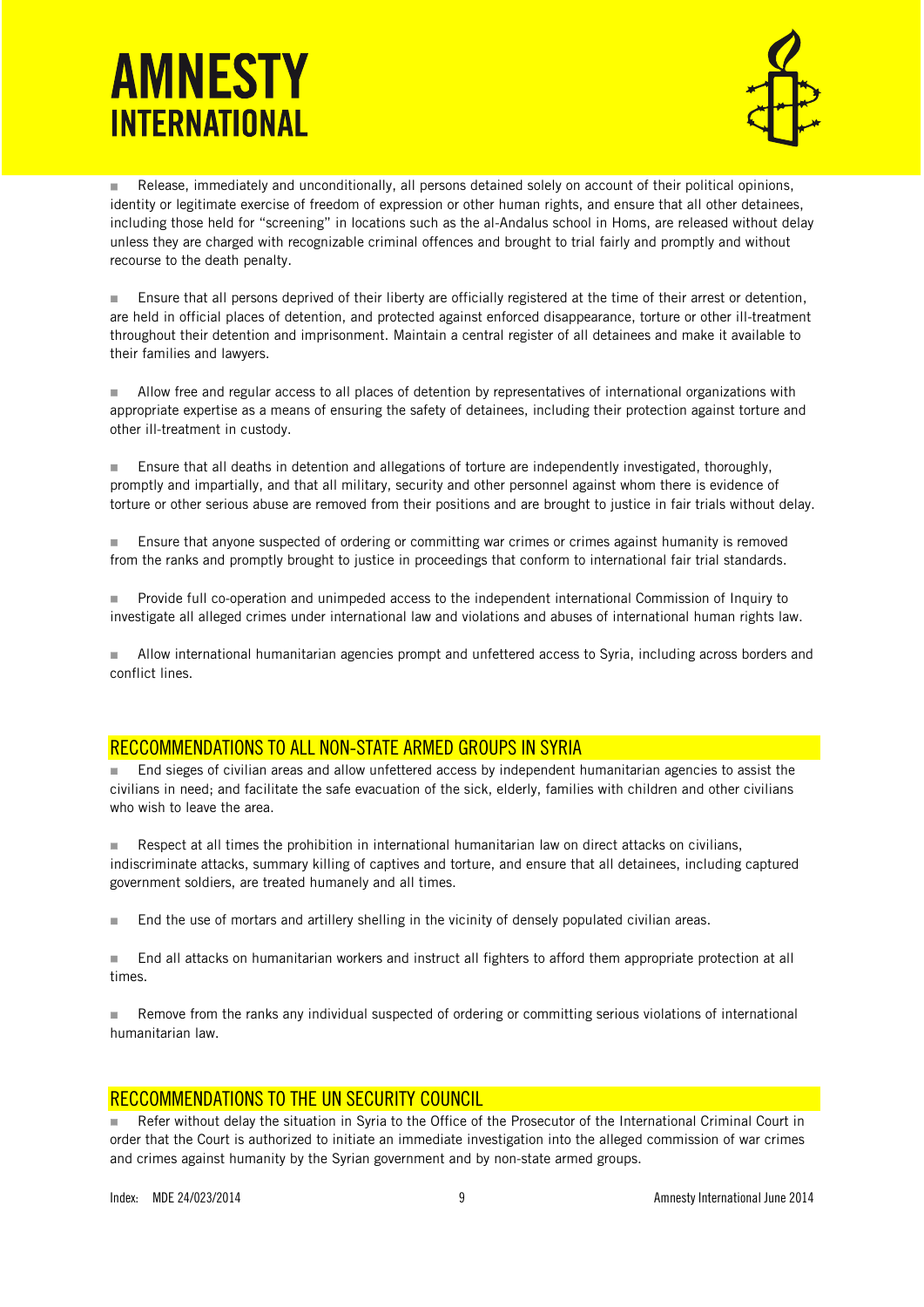- Release, immediately and unconditionally, all persons detained solely on account of their political opinions, identity or legitimate exercise of freedom of expression or other human rights, and ensure that all other detainees, including those held for "screening" in locations such as the al-Andalus school in Homs, are released without delay unless they are charged with recognizable criminal offences and brought to trial fairly and promptly and without recourse to the death penalty.

- Ensure that all persons deprived of their liberty are officially registered at the time of their arrest or detention, are held in official places of detention, and protected against enforced disappearance, torture or other ill-treatment throughout their detention and imprisonment. Maintain a central register of all detainees and make it available to their families and lawyers.

- Allow free and regular access to all places of detention by representatives of international organizations with appropriate expertise as a means of ensuring the safety of detainees, including their protection against torture and other ill-treatment in custody.

- Ensure that all deaths in detention and allegations of torture are independently investigated, thoroughly, promptly and impartially, and that all military, security and other personnel against whom there is evidence of torture or other serious abuse are removed from their positions and are brought to justice in fair trials without delay.

- Ensure that anyone suspected of ordering or committing war crimes or crimes against humanity is removed from the ranks and promptly brought to justice in proceedings that conform to international fair trial standards.

- Provide full co-operation and unimpeded access to the independent international Commission of Inquiry to investigate all alleged crimes under international law and violations and abuses of international human rights law.

- Allow international humanitarian agencies prompt and unfettered access to Syria, including across borders and conflict lines.

## RECCOMMENDATIONS TO ALL NON-STATE ARMED GROUPS IN SYRIA

- End sieges of civilian areas and allow unfettered access by independent humanitarian agencies to assist the civilians in need; and facilitate the safe evacuation of the sick, elderly, families with children and other civilians who wish to leave the area.

- Respect at all times the prohibition in international humanitarian law on direct attacks on civilians, indiscriminate attacks, summary killing of captives and torture, and ensure that all detainees, including captured government soldiers, are treated humanely and all times.

- End the use of mortars and artillery shelling in the vicinity of densely populated civilian areas.

- End all attacks on humanitarian workers and instruct all fighters to afford them appropriate protection at all times.

- Remove from the ranks any individual suspected of ordering or committing serious violations of international humanitarian law.

## RECCOMMENDATIONS TO THE UN SECURITY COUNCIL

- Refer without delay the situation in Syria to the Office of the Prosecutor of the International Criminal Court in order that the Court is authorized to initiate an immediate investigation into the alleged commission of war crimes and crimes against humanity by the Syrian government and by non-state armed groups.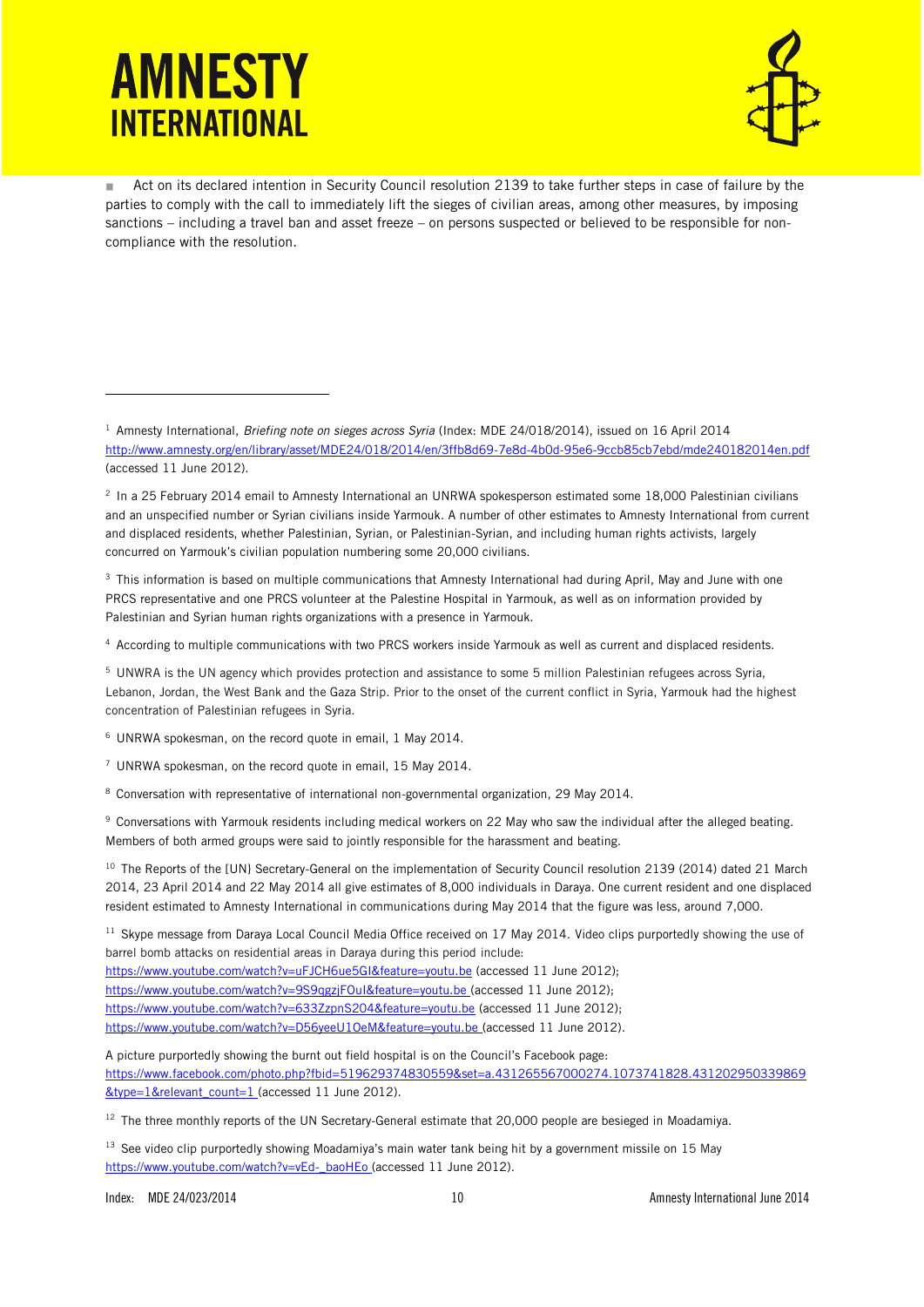- Act on its declared intention in Security Council resolution 2139 to take further steps in case of failure by the parties to comply with the call to immediately lift the sieges of civilian areas, among other measures, by imposing sanctions – including a travel ban and asset freeze – on persons suspected or believed to be responsible for non-compliance with the resolution.

---

[1] Amnesty International, *Briefing note on sieges across Syria* (Index: MDE 24/018/2014), issued on 16 April 2014 http://www.amnesty.org/en/library/asset/MDE24/018/2014/en/3ffb8d69-7e8d-4b0d-95e6-9ccb85cb7ebd/mde240182014en.pdf (accessed 11 June 2012).

[2] In a 25 February 2014 email to Amnesty International an UNRWA spokesperson estimated some 18,000 Palestinian civilians and an unspecified number or Syrian civilians inside Yarmouk. A number of other estimates to Amnesty International from current and displaced residents, whether Palestinian, Syrian, or Palestinian-Syrian, and including human rights activists, largely concurred on Yarmouk's civilian population numbering some 20,000 civilians.

[3] This information is based on multiple communications that Amnesty International had during April, May and June with one PRCS representative and one PRCS volunteer at the Palestine Hospital in Yarmouk, as well as on information provided by Palestinian and Syrian human rights organizations with a presence in Yarmouk.

[4] According to multiple communications with two PRCS workers inside Yarmouk as well as current and displaced residents.

[5] UNWRA is the UN agency which provides protection and assistance to some 5 million Palestinian refugees across Syria, Lebanon, Jordan, the West Bank and the Gaza Strip. Prior to the onset of the current conflict in Syria, Yarmouk had the highest concentration of Palestinian refugees in Syria.

[6] UNRWA spokesman, on the record quote in email, 1 May 2014.

[7] UNRWA spokesman, on the record quote in email, 15 May 2014.

[8] Conversation with representative of international non-governmental organization, 29 May 2014.

[9] Conversations with Yarmouk residents including medical workers on 22 May who saw the individual after the alleged beating. Members of both armed groups were said to jointly responsible for the harassment and beating.

[10] The Reports of the [UN} Secretary-General on the implementation of Security Council resolution 2139 (2014) dated 21 March 2014, 23 April 2014 and 22 May 2014 all give estimates of 8,000 individuals in Daraya. One current resident and one displaced resident estimated to Amnesty International in communications during May 2014 that the figure was less, around 7,000.

[11] Skype message from Daraya Local Council Media Office received on 17 May 2014. Video clips purportedly showing the use of barrel bomb attacks on residential areas in Daraya during this period include:
https://www.youtube.com/watch?v=uFJCH6ue5GI&feature=youtu.be (accessed 11 June 2012);
https://www.youtube.com/watch?v=9S9qgzjFOuI&feature=youtu.be (accessed 11 June 2012);
https://www.youtube.com/watch?v=633ZzpnS2O4&feature=youtu.be (accessed 11 June 2012);
https://www.youtube.com/watch?v=D56yeeU1OeM&feature=youtu.be (accessed 11 June 2012).

A picture purportedly showing the burnt out field hospital is on the Council's Facebook page:
https://www.facebook.com/photo.php?fbid=519629374830559&set=a.431265567000274.1073741828.431202950339869&type=1&relevant_count=1 (accessed 11 June 2012).

[12] The three monthly reports of the UN Secretary-General estimate that 20,000 people are besieged in Moadamiya.

[13] See video clip purportedly showing Moadamiya's main water tank being hit by a government missile on 15 May https://www.youtube.com/watch?v=vEd-_baoHEo (accessed 11 June 2012).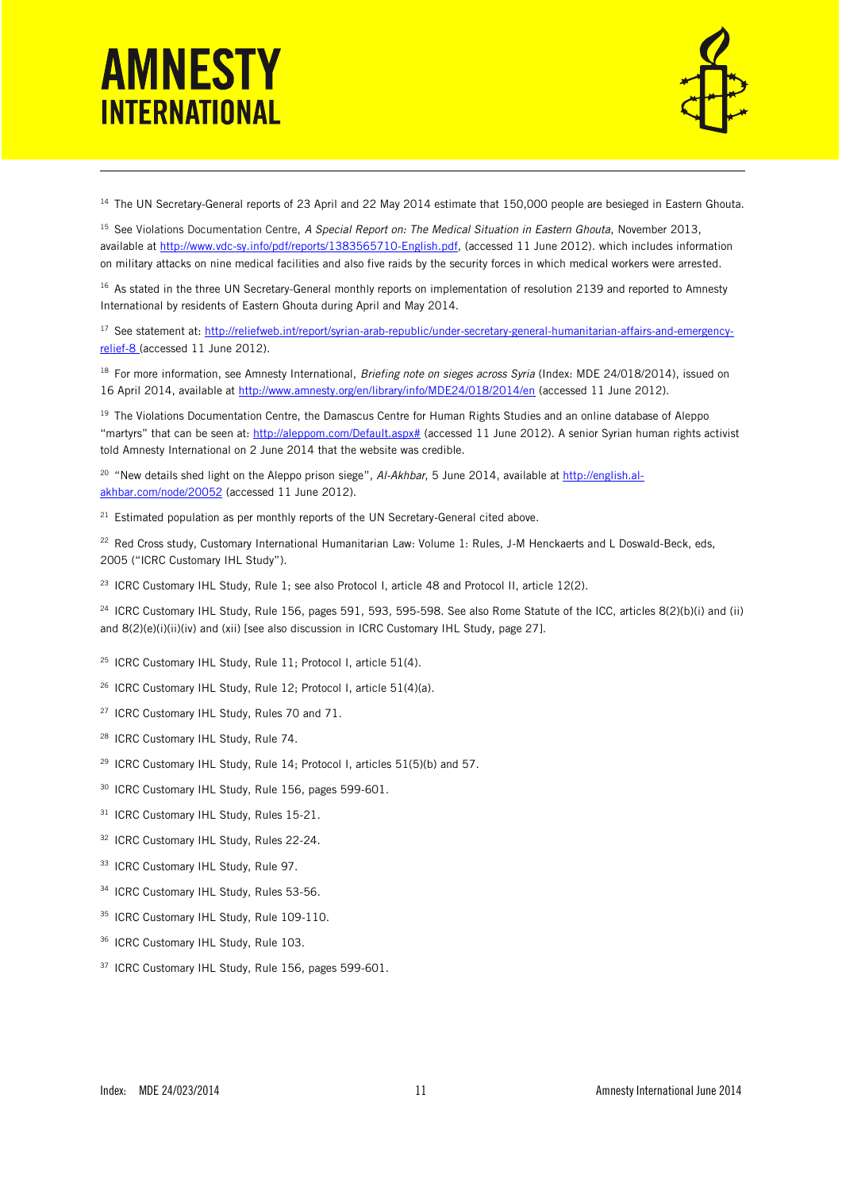[14] The UN Secretary-General reports of 23 April and 22 May 2014 estimate that 150,000 people are besieged in Eastern Ghouta.

[15] See Violations Documentation Centre, *A Special Report on: The Medical Situation in Eastern Ghouta*, November 2013, available at http://www.vdc-sy.info/pdf/reports/1383565710-English.pdf, (accessed 11 June 2012). which includes information on military attacks on nine medical facilities and also five raids by the security forces in which medical workers were arrested.

[16] As stated in the three UN Secretary-General monthly reports on implementation of resolution 2139 and reported to Amnesty International by residents of Eastern Ghouta during April and May 2014.

[17] See statement at: http://reliefweb.int/report/syrian-arab-republic/under-secretary-general-humanitarian-affairs-and-emergency-relief-8 (accessed 11 June 2012).

[18] For more information, see Amnesty International, *Briefing note on sieges across Syria* (Index: MDE 24/018/2014), issued on 16 April 2014, available at http://www.amnesty.org/en/library/info/MDE24/018/2014/en (accessed 11 June 2012).

[19] The Violations Documentation Centre, the Damascus Centre for Human Rights Studies and an online database of Aleppo "martyrs" that can be seen at: http://aleppom.com/Default.aspx# (accessed 11 June 2012). A senior Syrian human rights activist told Amnesty International on 2 June 2014 that the website was credible.

[20] "New details shed light on the Aleppo prison siege", *Al-Akhbar*, 5 June 2014, available at http://english.al-akhbar.com/node/20052 (accessed 11 June 2012).

[21] Estimated population as per monthly reports of the UN Secretary-General cited above.

[22] Red Cross study, Customary International Humanitarian Law: Volume 1: Rules, J-M Henckaerts and L Doswald-Beck, eds, 2005 ("ICRC Customary IHL Study").

[23] ICRC Customary IHL Study, Rule 1; see also Protocol I, article 48 and Protocol II, article 12(2).

[24] ICRC Customary IHL Study, Rule 156, pages 591, 593, 595-598. See also Rome Statute of the ICC, articles 8(2)(b)(i) and (ii) and 8(2)(e)(i)(ii)(iv) and (xii) [see also discussion in ICRC Customary IHL Study, page 27].

[25] ICRC Customary IHL Study, Rule 11; Protocol I, article 51(4).

[26] ICRC Customary IHL Study, Rule 12; Protocol I, article 51(4)(a).

[27] ICRC Customary IHL Study, Rules 70 and 71.

[28] ICRC Customary IHL Study, Rule 74.

[29] ICRC Customary IHL Study, Rule 14; Protocol I, articles 51(5)(b) and 57.

[30] ICRC Customary IHL Study, Rule 156, pages 599-601.

[31] ICRC Customary IHL Study, Rules 15-21.

[32] ICRC Customary IHL Study, Rules 22-24.

[33] ICRC Customary IHL Study, Rule 97.

[34] ICRC Customary IHL Study, Rules 53-56.

[35] ICRC Customary IHL Study, Rule 109-110.

[36] ICRC Customary IHL Study, Rule 103.

[37] ICRC Customary IHL Study, Rule 156, pages 599-601.